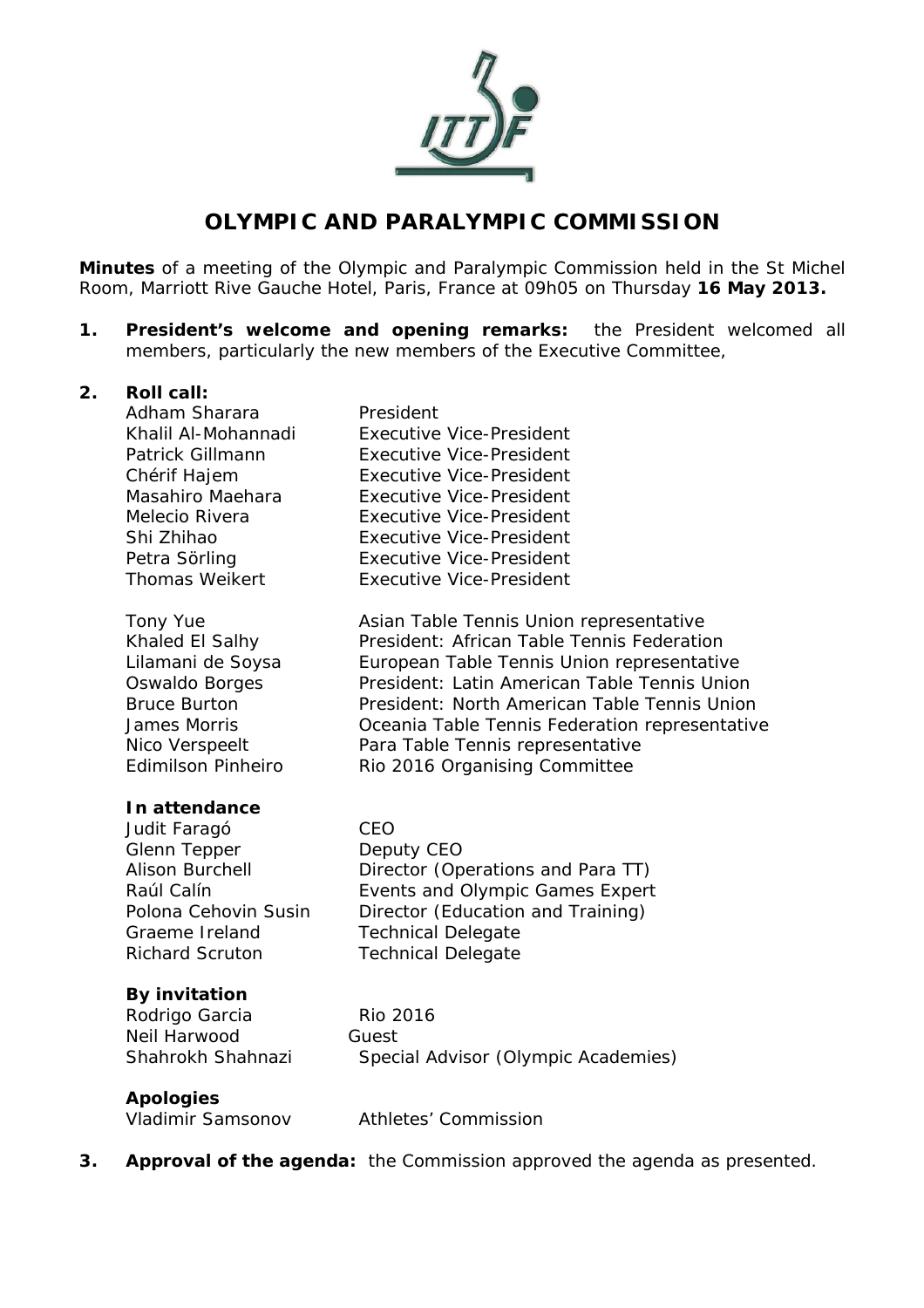# OLYMPIC AND PARALYMPIC COMMISSION

**Minutes** of a meeting of the Olympic and Paralympic Commission held in the St Michel Room, Marriott Rive Gauche Hotel, Paris, France at 09h05 on Thursday **16 May 2013.**

1. **President's welcome and opening remarks:** the President welcomed all members, particularly the new members of the Executive Committee,

2. **Roll call:**

| | |
|---|---|
| Adham Sharara | President |
| Khalil Al-Mohannadi | Executive Vice-President |
| Patrick Gillmann | Executive Vice-President |
| Chérif Hajem | Executive Vice-President |
| Masahiro Maehara | Executive Vice-President |
| Melecio Rivera | Executive Vice-President |
| Shi Zhihao | Executive Vice-President |
| Petra Sörling | Executive Vice-President |
| Thomas Weikert | Executive Vice-President |
| | |
| Tony Yue | Asian Table Tennis Union representative |
| Khaled El Salhy | President: African Table Tennis Federation |
| Lilamani de Soysa | European Table Tennis Union representative |
| Oswaldo Borges | President: Latin American Table Tennis Union |
| Bruce Burton | President: North American Table Tennis Union |
| James Morris | Oceania Table Tennis Federation representative |
| Nico Verspeelt | Para Table Tennis representative |
| Edimilson Pinheiro | Rio 2016 Organising Committee |

**In attendance**

| | |
|---|---|
| Judit Faragó | CEO |
| Glenn Tepper | Deputy CEO |
| Alison Burchell | Director (Operations and Para TT) |
| Raúl Calín | Events and Olympic Games Expert |
| Polona Cehovin Susin | Director (Education and Training) |
| Graeme Ireland | Technical Delegate |
| Richard Scruton | Technical Delegate |

**By invitation**

| | |
|---|---|
| Rodrigo Garcia | Rio 2016 |
| Neil Harwood | Guest |
| Shahrokh Shahnazi | Special Advisor (Olympic Academies) |

**Apologies**

| | |
|---|---|
| Vladimir Samsonov | Athletes' Commission |

3. **Approval of the agenda:** the Commission approved the agenda as presented.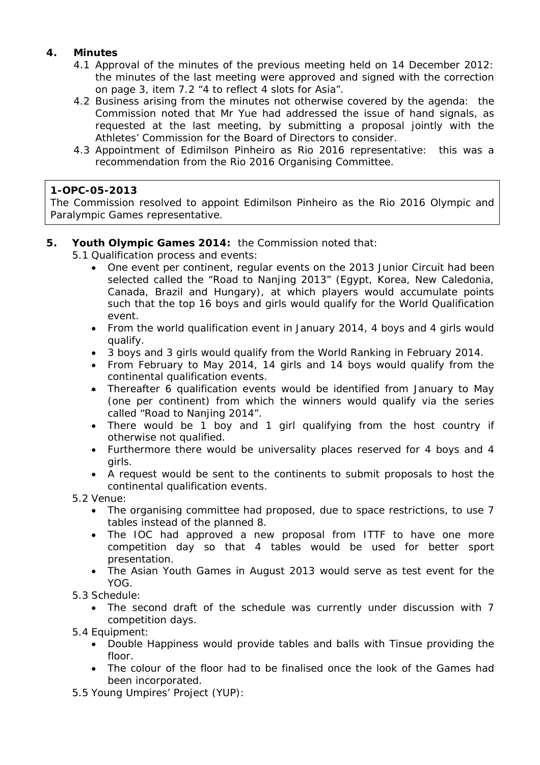**4. Minutes**

4.1 Approval of the minutes of the previous meeting held on 14 December 2012: the minutes of the last meeting were approved and signed with the correction on page 3, item 7.2 "4 to reflect 4 slots for Asia".

4.2 Business arising from the minutes not otherwise covered by the agenda: the Commission noted that Mr Yue had addressed the issue of hand signals, as requested at the last meeting, by submitting a proposal jointly with the Athletes' Commission for the Board of Directors to consider.

4.3 Appointment of Edimilson Pinheiro as Rio 2016 representative: this was a recommendation from the Rio 2016 Organising Committee.

> **1-OPC-05-2013**
> The Commission resolved to appoint Edimilson Pinheiro as the Rio 2016 Olympic and Paralympic Games representative.

**5. Youth Olympic Games 2014:** the Commission noted that:

5.1 Qualification process and events:

- One event per continent, regular events on the 2013 Junior Circuit had been selected called the "Road to Nanjing 2013" (Egypt, Korea, New Caledonia, Canada, Brazil and Hungary), at which players would accumulate points such that the top 16 boys and girls would qualify for the World Qualification event.
- From the world qualification event in January 2014, 4 boys and 4 girls would qualify.
- 3 boys and 3 girls would qualify from the World Ranking in February 2014.
- From February to May 2014, 14 girls and 14 boys would qualify from the continental qualification events.
- Thereafter 6 qualification events would be identified from January to May (one per continent) from which the winners would qualify via the series called "Road to Nanjing 2014".
- There would be 1 boy and 1 girl qualifying from the host country if otherwise not qualified.
- Furthermore there would be universality places reserved for 4 boys and 4 girls.
- A request would be sent to the continents to submit proposals to host the continental qualification events.

5.2 Venue:

- The organising committee had proposed, due to space restrictions, to use 7 tables instead of the planned 8.
- The IOC had approved a new proposal from ITTF to have one more competition day so that 4 tables would be used for better sport presentation.
- The Asian Youth Games in August 2013 would serve as test event for the YOG.

5.3 Schedule:

- The second draft of the schedule was currently under discussion with 7 competition days.

5.4 Equipment:

- Double Happiness would provide tables and balls with Tinsue providing the floor.
- The colour of the floor had to be finalised once the look of the Games had been incorporated.

5.5 Young Umpires' Project (YUP):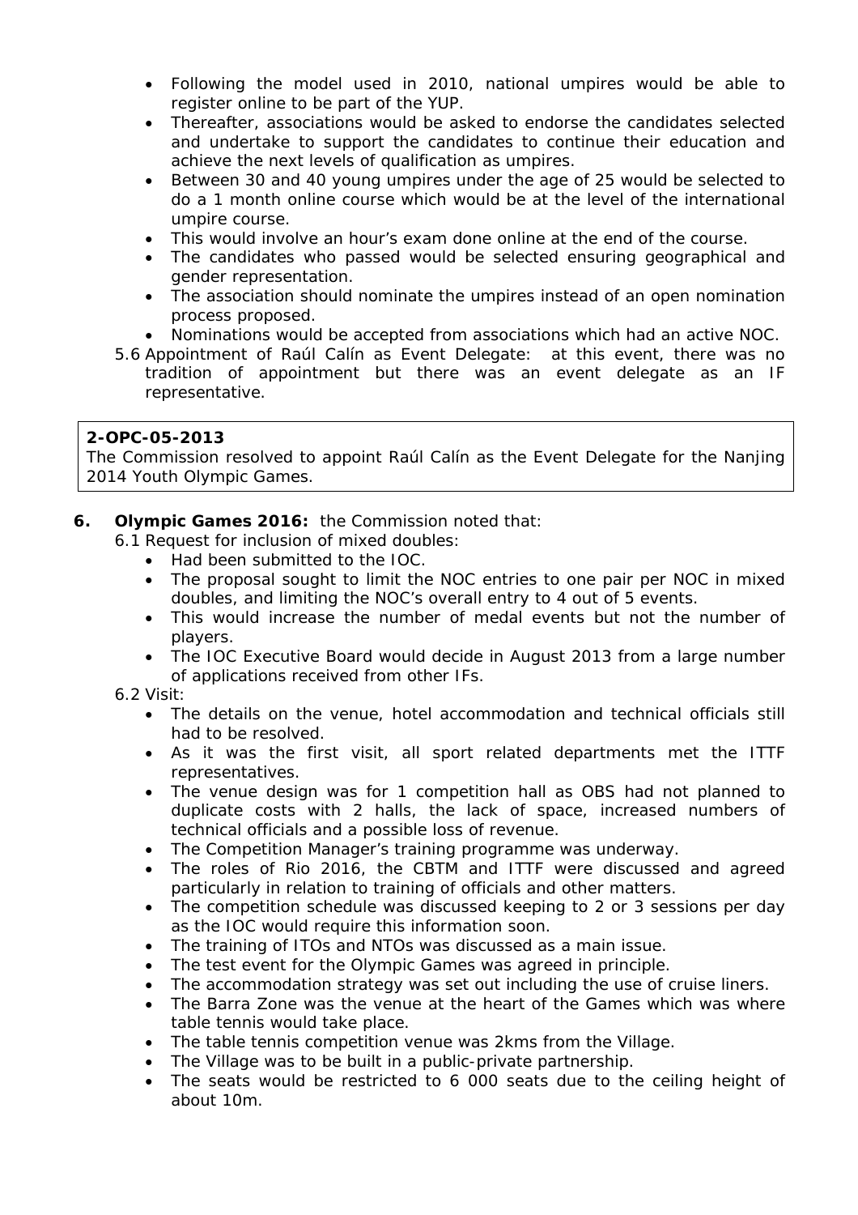- Following the model used in 2010, national umpires would be able to register online to be part of the YUP.
- Thereafter, associations would be asked to endorse the candidates selected and undertake to support the candidates to continue their education and achieve the next levels of qualification as umpires.
- Between 30 and 40 young umpires under the age of 25 would be selected to do a 1 month online course which would be at the level of the international umpire course.
- This would involve an hour's exam done online at the end of the course.
- The candidates who passed would be selected ensuring geographical and gender representation.
- The association should nominate the umpires instead of an open nomination process proposed.
- Nominations would be accepted from associations which had an active NOC.

5.6 Appointment of Raúl Calín as Event Delegate: at this event, there was no tradition of appointment but there was an event delegate as an IF representative.

> **2-OPC-05-2013**
> The Commission resolved to appoint Raúl Calín as the Event Delegate for the Nanjing 2014 Youth Olympic Games.

**6. Olympic Games 2016:** the Commission noted that:

6.1 Request for inclusion of mixed doubles:

- Had been submitted to the IOC.
- The proposal sought to limit the NOC entries to one pair per NOC in mixed doubles, and limiting the NOC's overall entry to 4 out of 5 events.
- This would increase the number of medal events but not the number of players.
- The IOC Executive Board would decide in August 2013 from a large number of applications received from other IFs.

6.2 Visit:

- The details on the venue, hotel accommodation and technical officials still had to be resolved.
- As it was the first visit, all sport related departments met the ITTF representatives.
- The venue design was for 1 competition hall as OBS had not planned to duplicate costs with 2 halls, the lack of space, increased numbers of technical officials and a possible loss of revenue.
- The Competition Manager's training programme was underway.
- The roles of Rio 2016, the CBTM and ITTF were discussed and agreed particularly in relation to training of officials and other matters.
- The competition schedule was discussed keeping to 2 or 3 sessions per day as the IOC would require this information soon.
- The training of ITOs and NTOs was discussed as a main issue.
- The test event for the Olympic Games was agreed in principle.
- The accommodation strategy was set out including the use of cruise liners.
- The Barra Zone was the venue at the heart of the Games which was where table tennis would take place.
- The table tennis competition venue was 2kms from the Village.
- The Village was to be built in a public-private partnership.
- The seats would be restricted to 6 000 seats due to the ceiling height of about 10m.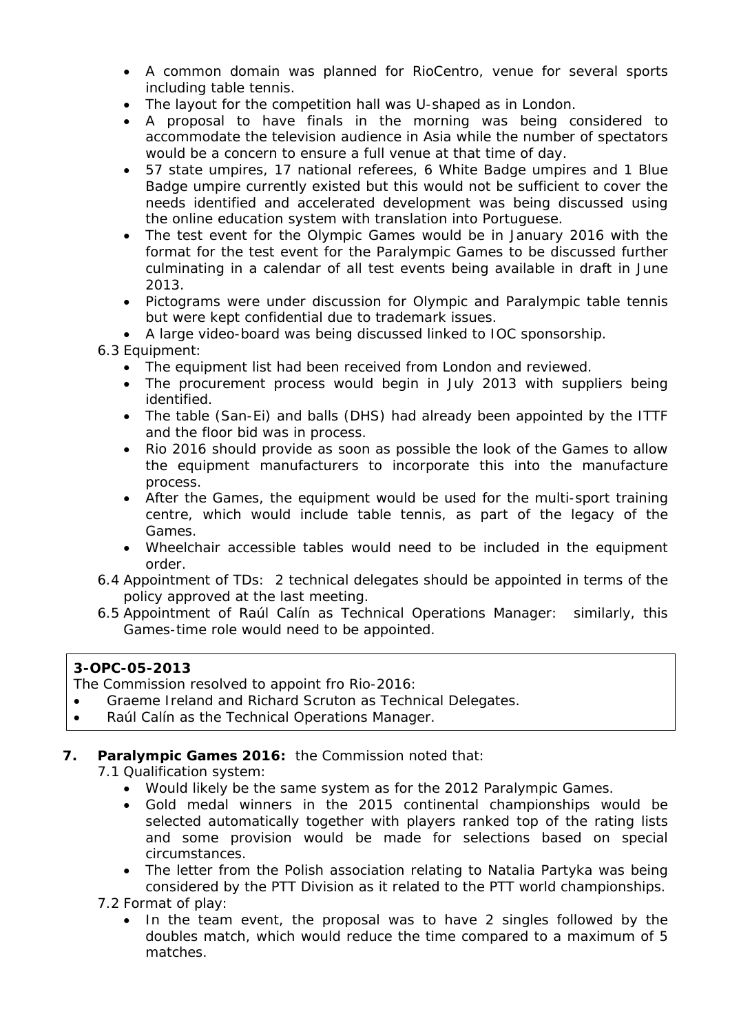- A common domain was planned for RioCentro, venue for several sports including table tennis.
- The layout for the competition hall was U-shaped as in London.
- A proposal to have finals in the morning was being considered to accommodate the television audience in Asia while the number of spectators would be a concern to ensure a full venue at that time of day.
- 57 state umpires, 17 national referees, 6 White Badge umpires and 1 Blue Badge umpire currently existed but this would not be sufficient to cover the needs identified and accelerated development was being discussed using the online education system with translation into Portuguese.
- The test event for the Olympic Games would be in January 2016 with the format for the test event for the Paralympic Games to be discussed further culminating in a calendar of all test events being available in draft in June 2013.
- Pictograms were under discussion for Olympic and Paralympic table tennis but were kept confidential due to trademark issues.
- A large video-board was being discussed linked to IOC sponsorship.

6.3 Equipment:

- The equipment list had been received from London and reviewed.
- The procurement process would begin in July 2013 with suppliers being identified.
- The table (San-Ei) and balls (DHS) had already been appointed by the ITTF and the floor bid was in process.
- Rio 2016 should provide as soon as possible the look of the Games to allow the equipment manufacturers to incorporate this into the manufacture process.
- After the Games, the equipment would be used for the multi-sport training centre, which would include table tennis, as part of the legacy of the Games.
- Wheelchair accessible tables would need to be included in the equipment order.

6.4 Appointment of TDs: 2 technical delegates should be appointed in terms of the policy approved at the last meeting.

6.5 Appointment of Raúl Calín as Technical Operations Manager: similarly, this Games-time role would need to be appointed.

**3-OPC-05-2013**

The Commission resolved to appoint fro Rio-2016:

- Graeme Ireland and Richard Scruton as Technical Delegates.
- Raúl Calín as the Technical Operations Manager.

**7. Paralympic Games 2016:** the Commission noted that:

7.1 Qualification system:

- Would likely be the same system as for the 2012 Paralympic Games.
- Gold medal winners in the 2015 continental championships would be selected automatically together with players ranked top of the rating lists and some provision would be made for selections based on special circumstances.
- The letter from the Polish association relating to Natalia Partyka was being considered by the PTT Division as it related to the PTT world championships.

7.2 Format of play:

- In the team event, the proposal was to have 2 singles followed by the doubles match, which would reduce the time compared to a maximum of 5 matches.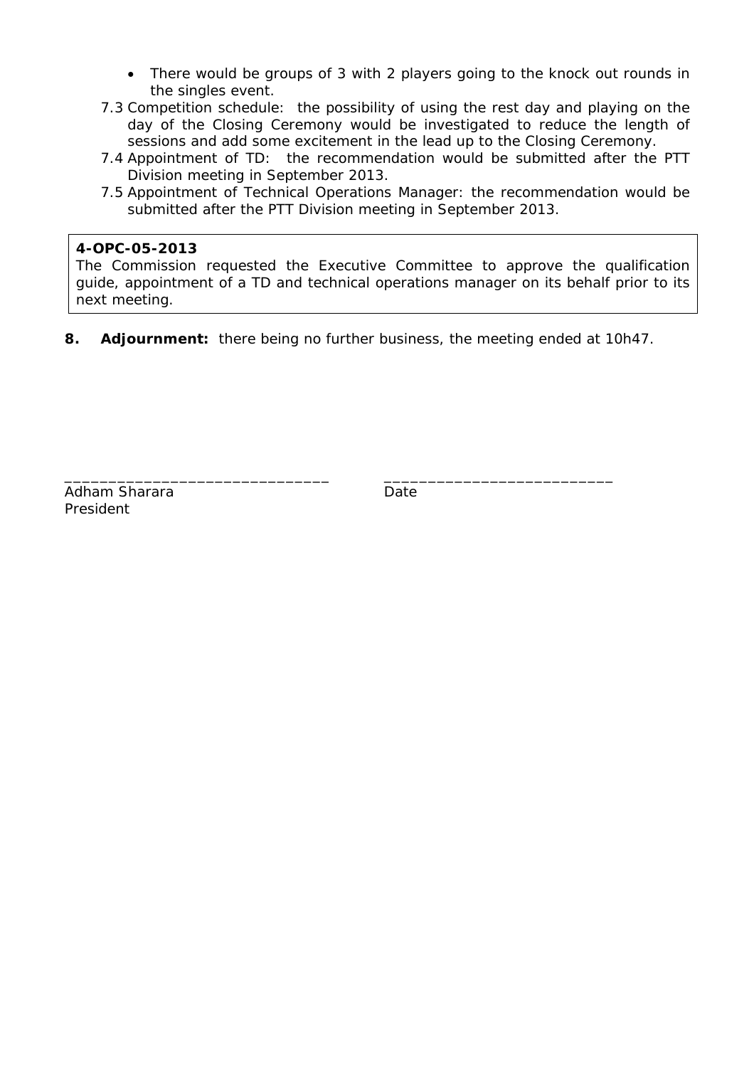- There would be groups of 3 with 2 players going to the knock out rounds in the singles event.

7.3 Competition schedule: the possibility of using the rest day and playing on the day of the Closing Ceremony would be investigated to reduce the length of sessions and add some excitement in the lead up to the Closing Ceremony.

7.4 Appointment of TD: the recommendation would be submitted after the PTT Division meeting in September 2013.

7.5 Appointment of Technical Operations Manager: the recommendation would be submitted after the PTT Division meeting in September 2013.

**4-OPC-05-2013**
The Commission requested the Executive Committee to approve the qualification guide, appointment of a TD and technical operations manager on its behalf prior to its next meeting.

**8. Adjournment:** there being no further business, the meeting ended at 10h47.

______________________________ ______________________________

Adham Sharara Date
President